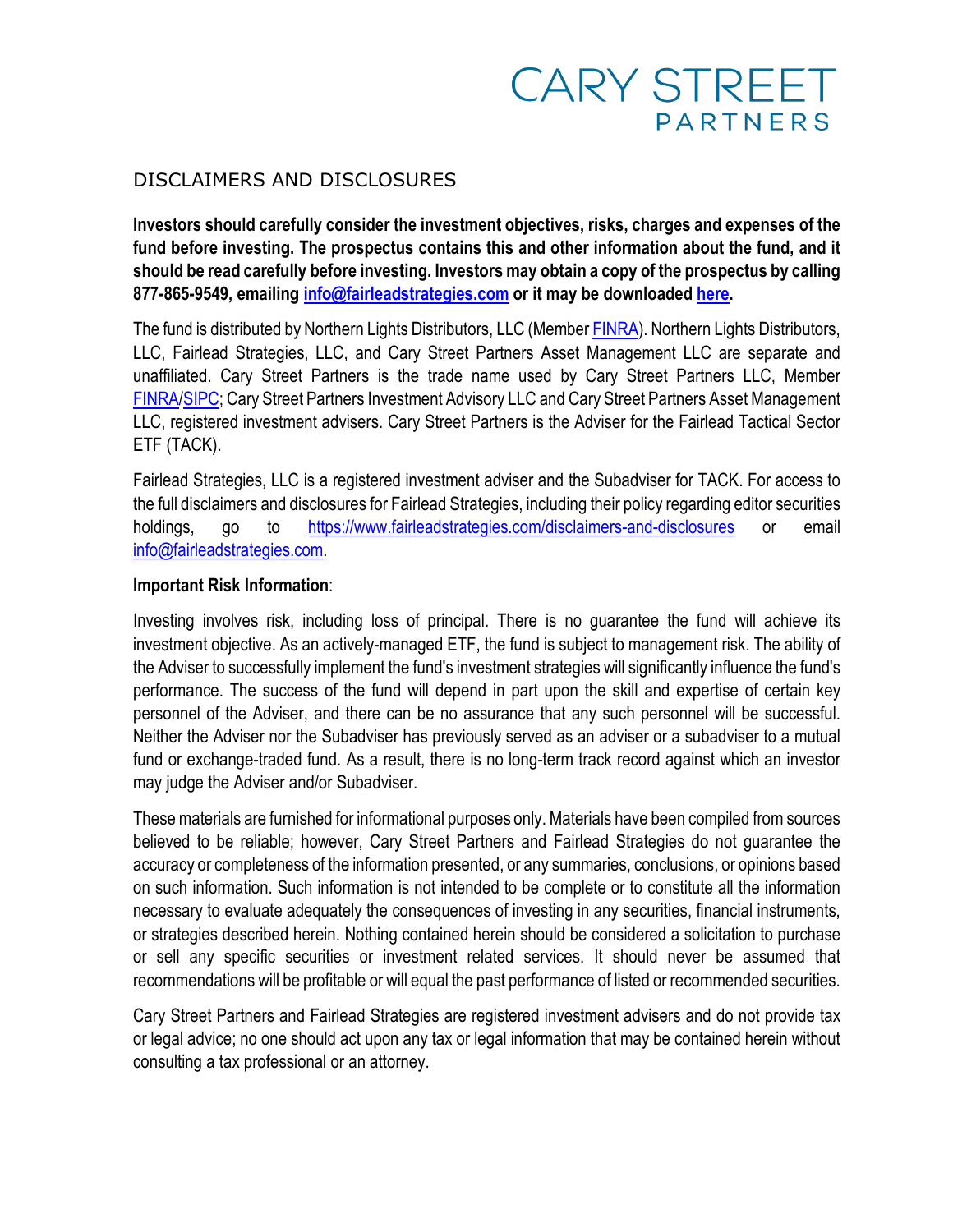# CARY STREET PARTNERS

## DISCLAIMERS AND DISCLOSURES

**Investors should carefully consider the investment objectives, risks, charges and expenses of the fund before investing. The prospectus contains this and other information about the fund, and it should be read carefully before investing. Investors may obtain a copy of the prospectus by calling 877-865-9549, emailing info@fairleadstrategies.com or it may be downloaded here.**

The fund is distributed by Northern Lights Distributors, LLC (Member FINRA). Northern Lights Distributors, LLC, Fairlead Strategies, LLC, and Cary Street Partners Asset Management LLC are separate and unaffiliated. Cary Street Partners is the trade name used by Cary Street Partners LLC, Member FINRA/SIPC; Cary Street Partners Investment Advisory LLC and Cary Street Partners Asset Management LLC, registered investment advisers. Cary Street Partners is the Adviser for the Fairlead Tactical Sector ETF (TACK).

Fairlead Strategies, LLC is a registered investment adviser and the Subadviser for TACK. For access to the full disclaimers and disclosures for Fairlead Strategies, including their policy regarding editor securities holdings, go to https://www.fairleadstrategies.com/disclaimers-and-disclosures or email info@fairleadstrategies.com.

**Important Risk Information**:

Investing involves risk, including loss of principal. There is no guarantee the fund will achieve its investment objective. As an actively-managed ETF, the fund is subject to management risk. The ability of the Adviser to successfully implement the fund's investment strategies will significantly influence the fund's performance. The success of the fund will depend in part upon the skill and expertise of certain key personnel of the Adviser, and there can be no assurance that any such personnel will be successful. Neither the Adviser nor the Subadviser has previously served as an adviser or a subadviser to a mutual fund or exchange-traded fund. As a result, there is no long-term track record against which an investor may judge the Adviser and/or Subadviser.

These materials are furnished for informational purposes only. Materials have been compiled from sources believed to be reliable; however, Cary Street Partners and Fairlead Strategies do not guarantee the accuracy or completeness of the information presented, or any summaries, conclusions, or opinions based on such information. Such information is not intended to be complete or to constitute all the information necessary to evaluate adequately the consequences of investing in any securities, financial instruments, or strategies described herein. Nothing contained herein should be considered a solicitation to purchase or sell any specific securities or investment related services. It should never be assumed that recommendations will be profitable or will equal the past performance of listed or recommended securities.

Cary Street Partners and Fairlead Strategies are registered investment advisers and do not provide tax or legal advice; no one should act upon any tax or legal information that may be contained herein without consulting a tax professional or an attorney.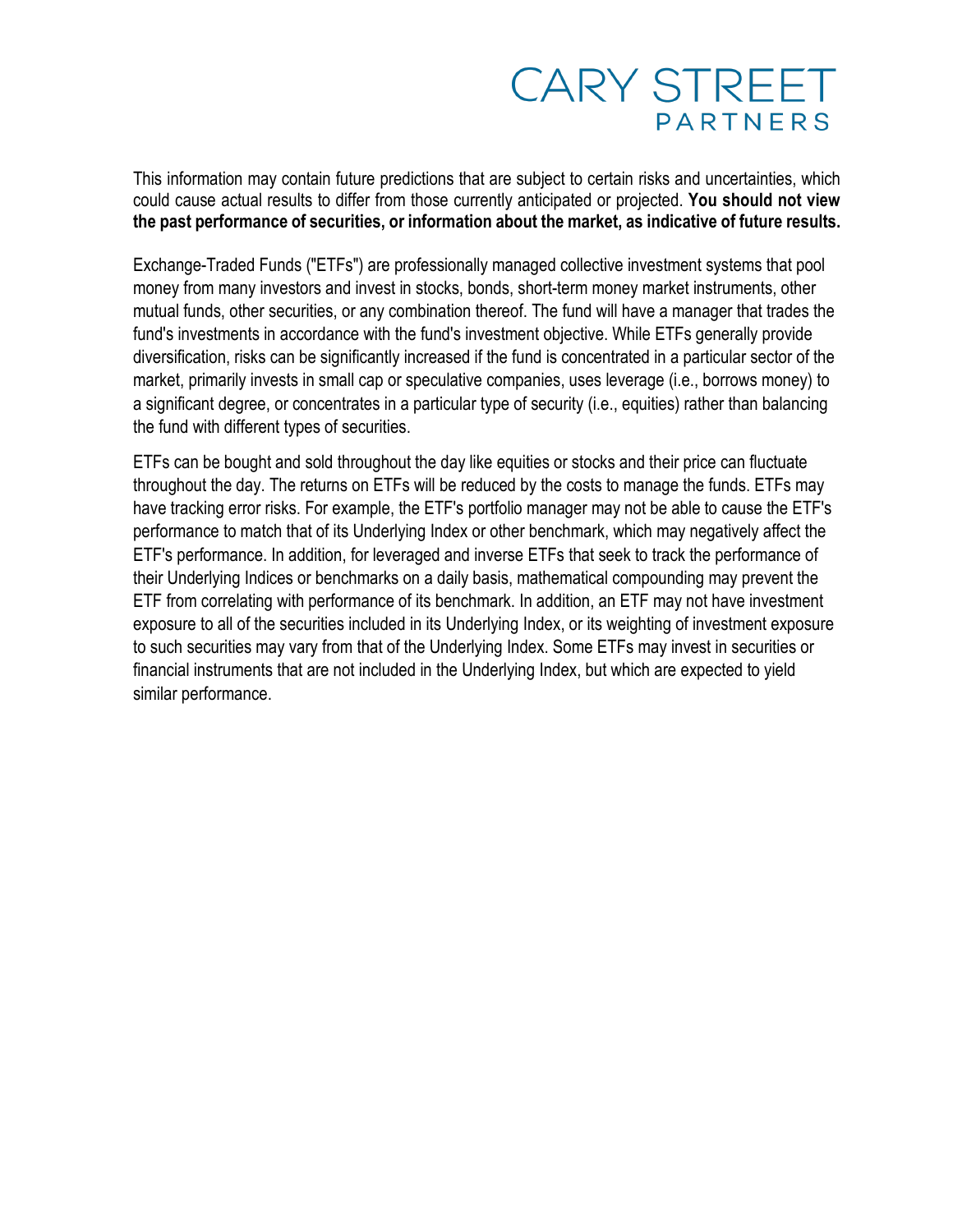This information may contain future predictions that are subject to certain risks and uncertainties, which could cause actual results to differ from those currently anticipated or projected. **You should not view the past performance of securities, or information about the market, as indicative of future results.**

Exchange-Traded Funds ("ETFs") are professionally managed collective investment systems that pool money from many investors and invest in stocks, bonds, short-term money market instruments, other mutual funds, other securities, or any combination thereof. The fund will have a manager that trades the fund's investments in accordance with the fund's investment objective. While ETFs generally provide diversification, risks can be significantly increased if the fund is concentrated in a particular sector of the market, primarily invests in small cap or speculative companies, uses leverage (i.e., borrows money) to a significant degree, or concentrates in a particular type of security (i.e., equities) rather than balancing the fund with different types of securities.

ETFs can be bought and sold throughout the day like equities or stocks and their price can fluctuate throughout the day. The returns on ETFs will be reduced by the costs to manage the funds. ETFs may have tracking error risks. For example, the ETF's portfolio manager may not be able to cause the ETF's performance to match that of its Underlying Index or other benchmark, which may negatively affect the ETF's performance. In addition, for leveraged and inverse ETFs that seek to track the performance of their Underlying Indices or benchmarks on a daily basis, mathematical compounding may prevent the ETF from correlating with performance of its benchmark. In addition, an ETF may not have investment exposure to all of the securities included in its Underlying Index, or its weighting of investment exposure to such securities may vary from that of the Underlying Index. Some ETFs may invest in securities or financial instruments that are not included in the Underlying Index, but which are expected to yield similar performance.